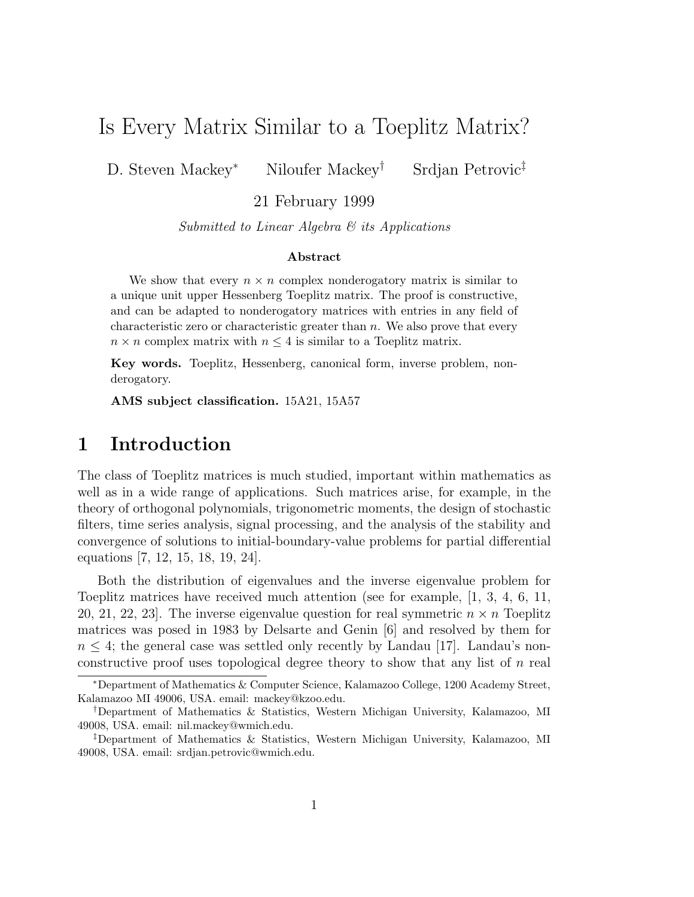# Is Every Matrix Similar to a Toeplitz Matrix?

D. Steven Mackey[*] Niloufer Mackey[†] Srdjan Petrovic[‡]

21 February 1999

*Submitted to Linear Algebra & its Applications*

**Abstract**

We show that every $n \times n$ complex nonderogatory matrix is similar to a unique unit upper Hessenberg Toeplitz matrix. The proof is constructive, and can be adapted to nonderogatory matrices with entries in any field of characteristic zero or characteristic greater than $n$. We also prove that every $n \times n$ complex matrix with $n \leq 4$ is similar to a Toeplitz matrix.

**Key words.** Toeplitz, Hessenberg, canonical form, inverse problem, nonderogatory.

**AMS subject classification.** 15A21, 15A57

## 1 Introduction

The class of Toeplitz matrices is much studied, important within mathematics as well as in a wide range of applications. Such matrices arise, for example, in the theory of orthogonal polynomials, trigonometric moments, the design of stochastic filters, time series analysis, signal processing, and the analysis of the stability and convergence of solutions to initial-boundary-value problems for partial differential equations [7, 12, 15, 18, 19, 24].

Both the distribution of eigenvalues and the inverse eigenvalue problem for Toeplitz matrices have received much attention (see for example, [1, 3, 4, 6, 11, 20, 21, 22, 23]. The inverse eigenvalue question for real symmetric $n \times n$ Toeplitz matrices was posed in 1983 by Delsarte and Genin [6] and resolved by them for $n \leq 4$; the general case was settled only recently by Landau [17]. Landau's nonconstructive proof uses topological degree theory to show that any list of $n$ real

---

[*] Department of Mathematics & Computer Science, Kalamazoo College, 1200 Academy Street, Kalamazoo MI 49006, USA. email: mackey@kzoo.edu.

[†] Department of Mathematics & Statistics, Western Michigan University, Kalamazoo, MI 49008, USA. email: nil.mackey@wmich.edu.

[‡] Department of Mathematics & Statistics, Western Michigan University, Kalamazoo, MI 49008, USA. email: srdjan.petrovic@wmich.edu.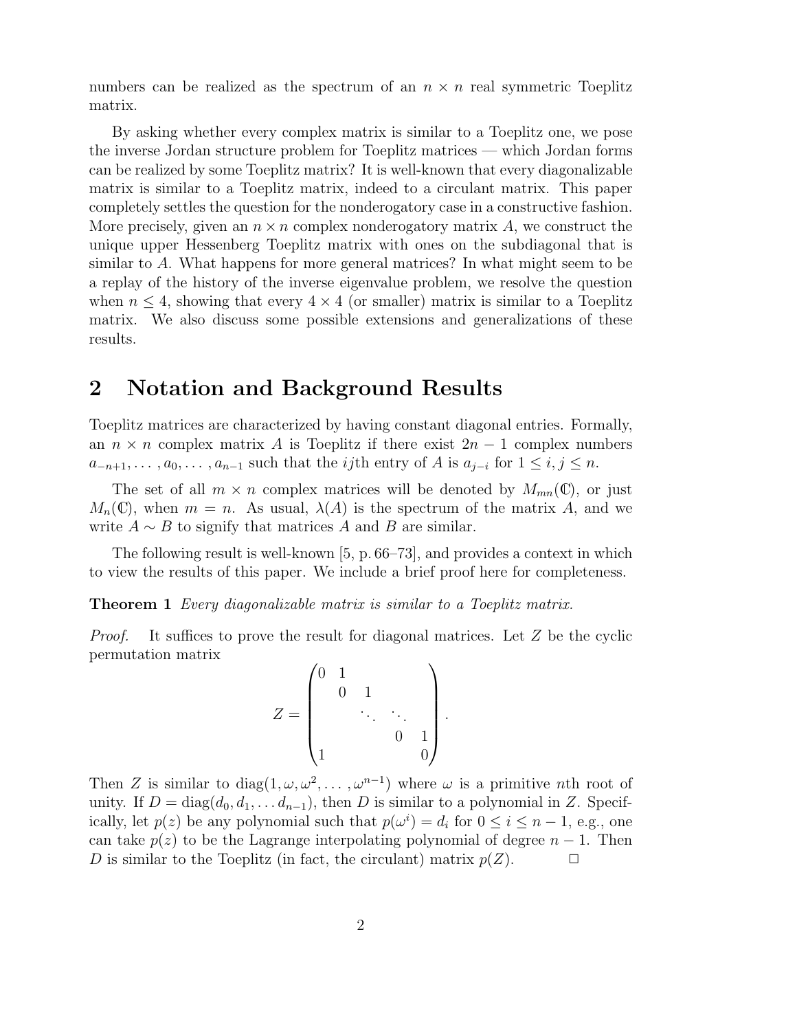numbers can be realized as the spectrum of an $n \times n$ real symmetric Toeplitz matrix.

By asking whether every complex matrix is similar to a Toeplitz one, we pose the inverse Jordan structure problem for Toeplitz matrices — which Jordan forms can be realized by some Toeplitz matrix? It is well-known that every diagonalizable matrix is similar to a Toeplitz matrix, indeed to a circulant matrix. This paper completely settles the question for the nonderogatory case in a constructive fashion. More precisely, given an $n \times n$ complex nonderogatory matrix $A$, we construct the unique upper Hessenberg Toeplitz matrix with ones on the subdiagonal that is similar to $A$. What happens for more general matrices? In what might seem to be a replay of the history of the inverse eigenvalue problem, we resolve the question when $n \leq 4$, showing that every $4 \times 4$ (or smaller) matrix is similar to a Toeplitz matrix. We also discuss some possible extensions and generalizations of these results.

## 2 Notation and Background Results

Toeplitz matrices are characterized by having constant diagonal entries. Formally, an $n \times n$ complex matrix $A$ is Toeplitz if there exist $2n-1$ complex numbers $a_{-n+1}, \ldots, a_0, \ldots, a_{n-1}$ such that the $ij$th entry of $A$ is $a_{j-i}$ for $1 \leq i, j \leq n$.

The set of all $m \times n$ complex matrices will be denoted by $M_{mn}(\mathbb{C})$, or just $M_n(\mathbb{C})$, when $m = n$. As usual, $\lambda(A)$ is the spectrum of the matrix $A$, and we write $A \sim B$ to signify that matrices $A$ and $B$ are similar.

The following result is well-known [5, p. 66–73], and provides a context in which to view the results of this paper. We include a brief proof here for completeness.

**Theorem 1** *Every diagonalizable matrix is similar to a Toeplitz matrix.*

*Proof.* It suffices to prove the result for diagonal matrices. Let $Z$ be the cyclic permutation matrix

$$Z = \begin{pmatrix} 0 & 1 & & & \\ & 0 & 1 & & \\ & & \ddots & \ddots & \\ & & & 0 & 1 \\ 1 & & & & 0 \end{pmatrix}.$$

Then $Z$ is similar to $\operatorname{diag}(1, \omega, \omega^2, \ldots, \omega^{n-1})$ where $\omega$ is a primitive $n$th root of unity. If $D = \operatorname{diag}(d_0, d_1, \ldots d_{n-1})$, then $D$ is similar to a polynomial in $Z$. Specifically, let $p(z)$ be any polynomial such that $p(\omega^i) = d_i$ for $0 \leq i \leq n-1$, e.g., one can take $p(z)$ to be the Lagrange interpolating polynomial of degree $n-1$. Then $D$ is similar to the Toeplitz (in fact, the circulant) matrix $p(Z)$. □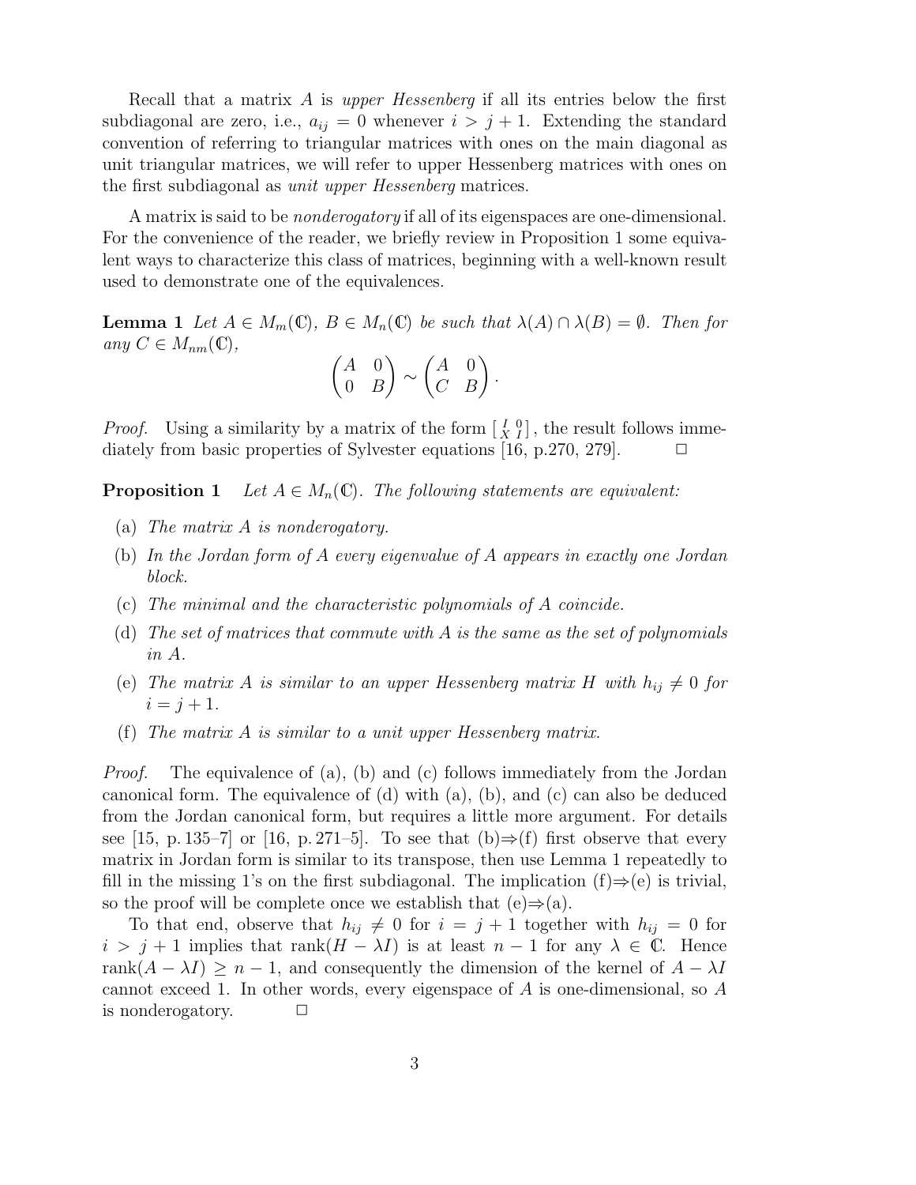Recall that a matrix $A$ is *upper Hessenberg* if all its entries below the first subdiagonal are zero, i.e., $a_{ij} = 0$ whenever $i > j + 1$. Extending the standard convention of referring to triangular matrices with ones on the main diagonal as unit triangular matrices, we will refer to upper Hessenberg matrices with ones on the first subdiagonal as *unit upper Hessenberg* matrices.

A matrix is said to be *nonderogatory* if all of its eigenspaces are one-dimensional. For the convenience of the reader, we briefly review in Proposition 1 some equivalent ways to characterize this class of matrices, beginning with a well-known result used to demonstrate one of the equivalences.

**Lemma 1** *Let $A \in M_m(\mathbb{C})$, $B \in M_n(\mathbb{C})$ be such that $\lambda(A) \cap \lambda(B) = \emptyset$. Then for any $C \in M_{nm}(\mathbb{C})$,*

$$\begin{pmatrix} A & 0 \\ 0 & B \end{pmatrix} \sim \begin{pmatrix} A & 0 \\ C & B \end{pmatrix}.$$

*Proof.* Using a similarity by a matrix of the form $\left[\begin{smallmatrix} I & 0 \\ X & I \end{smallmatrix}\right]$, the result follows immediately from basic properties of Sylvester equations [16, p.270, 279]. $\square$

**Proposition 1** *Let $A \in M_n(\mathbb{C})$. The following statements are equivalent:*

- (a) *The matrix $A$ is nonderogatory.*
- (b) *In the Jordan form of $A$ every eigenvalue of $A$ appears in exactly one Jordan block.*
- (c) *The minimal and the characteristic polynomials of $A$ coincide.*
- (d) *The set of matrices that commute with $A$ is the same as the set of polynomials in $A$.*
- (e) *The matrix $A$ is similar to an upper Hessenberg matrix $H$ with $h_{ij} \neq 0$ for $i = j + 1$.*
- (f) *The matrix $A$ is similar to a unit upper Hessenberg matrix.*

*Proof.* The equivalence of (a), (b) and (c) follows immediately from the Jordan canonical form. The equivalence of (d) with (a), (b), and (c) can also be deduced from the Jordan canonical form, but requires a little more argument. For details see [15, p. 135–7] or [16, p. 271–5]. To see that (b)⇒(f) first observe that every matrix in Jordan form is similar to its transpose, then use Lemma 1 repeatedly to fill in the missing 1's on the first subdiagonal. The implication (f)⇒(e) is trivial, so the proof will be complete once we establish that (e)⇒(a).

To that end, observe that $h_{ij} \neq 0$ for $i = j + 1$ together with $h_{ij} = 0$ for $i > j + 1$ implies that $\operatorname{rank}(H - \lambda I)$ is at least $n - 1$ for any $\lambda \in \mathbb{C}$. Hence $\operatorname{rank}(A - \lambda I) \geq n - 1$, and consequently the dimension of the kernel of $A - \lambda I$ cannot exceed 1. In other words, every eigenspace of $A$ is one-dimensional, so $A$ is nonderogatory. $\square$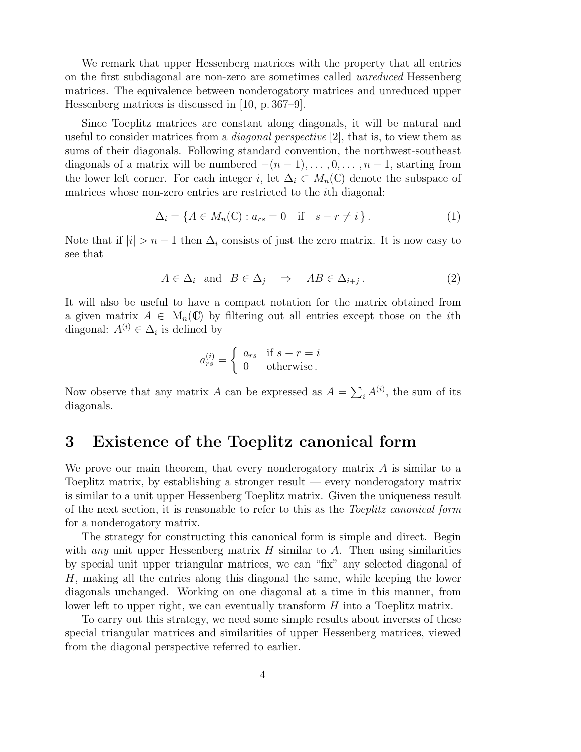We remark that upper Hessenberg matrices with the property that all entries on the first subdiagonal are non-zero are sometimes called *unreduced* Hessenberg matrices. The equivalence between nonderogatory matrices and unreduced upper Hessenberg matrices is discussed in [10, p. 367–9].

Since Toeplitz matrices are constant along diagonals, it will be natural and useful to consider matrices from a *diagonal perspective* [2], that is, to view them as sums of their diagonals. Following standard convention, the northwest-southeast diagonals of a matrix will be numbered $-(n-1), \ldots, 0, \ldots, n-1$, starting from the lower left corner. For each integer $i$, let $\Delta_i \subset M_n(\mathbb{C})$ denote the subspace of matrices whose non-zero entries are restricted to the $i$th diagonal:

$$\Delta_i = \{ A \in M_n(\mathbb{C}) : a_{rs} = 0 \quad \text{if} \quad s - r \neq i \} \,. \tag{1}$$

Note that if $|i| > n-1$ then $\Delta_i$ consists of just the zero matrix. It is now easy to see that

$$A \in \Delta_i \quad \text{and} \quad B \in \Delta_j \quad \Rightarrow \quad AB \in \Delta_{i+j} \,. \tag{2}$$

It will also be useful to have a compact notation for the matrix obtained from a given matrix $A \in \mathrm{M}_n(\mathbb{C})$ by filtering out all entries except those on the $i$th diagonal: $A^{(i)} \in \Delta_i$ is defined by

$$a^{(i)}_{rs} = \begin{cases} a_{rs} & \text{if } s - r = i \\ 0 & \text{otherwise} \,. \end{cases}$$

Now observe that any matrix $A$ can be expressed as $A = \sum_i A^{(i)}$, the sum of its diagonals.

# 3 Existence of the Toeplitz canonical form

We prove our main theorem, that every nonderogatory matrix $A$ is similar to a Toeplitz matrix, by establishing a stronger result — every nonderogatory matrix is similar to a unit upper Hessenberg Toeplitz matrix. Given the uniqueness result of the next section, it is reasonable to refer to this as the *Toeplitz canonical form* for a nonderogatory matrix.

The strategy for constructing this canonical form is simple and direct. Begin with *any* unit upper Hessenberg matrix $H$ similar to $A$. Then using similarities by special unit upper triangular matrices, we can "fix" any selected diagonal of $H$, making all the entries along this diagonal the same, while keeping the lower diagonals unchanged. Working on one diagonal at a time in this manner, from lower left to upper right, we can eventually transform $H$ into a Toeplitz matrix.

To carry out this strategy, we need some simple results about inverses of these special triangular matrices and similarities of upper Hessenberg matrices, viewed from the diagonal perspective referred to earlier.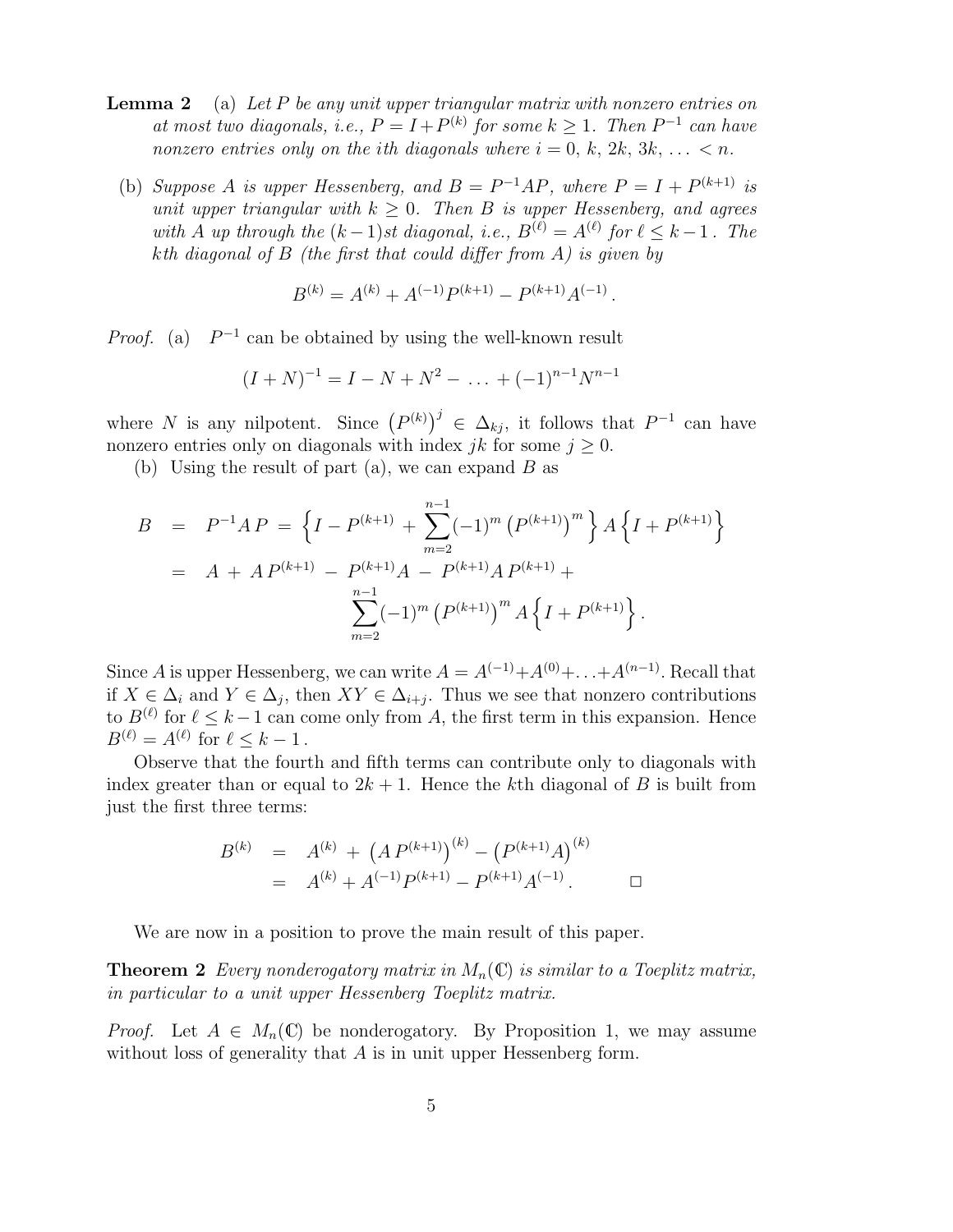**Lemma 2** (a) *Let $P$ be any unit upper triangular matrix with nonzero entries on at most two diagonals, i.e., $P = I + P^{(k)}$ for some $k \geq 1$. Then $P^{-1}$ can have nonzero entries only on the ith diagonals where $i = 0,\, k,\, 2k,\, 3k,\, \ldots < n$.*

(b) *Suppose $A$ is upper Hessenberg, and $B = P^{-1}AP$, where $P = I + P^{(k+1)}$ is unit upper triangular with $k \geq 0$. Then $B$ is upper Hessenberg, and agrees with $A$ up through the $(k-1)$st diagonal, i.e., $B^{(\ell)} = A^{(\ell)}$ for $\ell \leq k-1$. The $k$th diagonal of $B$ (the first that could differ from $A$) is given by*

$$B^{(k)} = A^{(k)} + A^{(-1)}P^{(k+1)} - P^{(k+1)}A^{(-1)}.$$

*Proof.* (a) $P^{-1}$ can be obtained by using the well-known result

$$(I+N)^{-1} = I - N + N^2 - \ldots + (-1)^{n-1}N^{n-1}$$

where $N$ is any nilpotent. Since $\left(P^{(k)}\right)^j \in \Delta_{kj}$, it follows that $P^{-1}$ can have nonzero entries only on diagonals with index $jk$ for some $j \geq 0$.

(b) Using the result of part (a), we can expand $B$ as

$$\begin{aligned}
B &= P^{-1}A\,P = \left\{ I - P^{(k+1)} + \sum_{m=2}^{n-1}(-1)^m \left(P^{(k+1)}\right)^m \right\} A \left\{ I + P^{(k+1)} \right\} \\
&= A + A\,P^{(k+1)} - P^{(k+1)}A - P^{(k+1)}A\,P^{(k+1)} + \\
&\qquad \sum_{m=2}^{n-1}(-1)^m \left(P^{(k+1)}\right)^m A \left\{ I + P^{(k+1)} \right\}.
\end{aligned}$$

Since $A$ is upper Hessenberg, we can write $A = A^{(-1)} + A^{(0)} + \ldots + A^{(n-1)}$. Recall that if $X \in \Delta_i$ and $Y \in \Delta_j$, then $XY \in \Delta_{i+j}$. Thus we see that nonzero contributions to $B^{(\ell)}$ for $\ell \leq k-1$ can come only from $A$, the first term in this expansion. Hence $B^{(\ell)} = A^{(\ell)}$ for $\ell \leq k-1$.

Observe that the fourth and fifth terms can contribute only to diagonals with index greater than or equal to $2k+1$. Hence the $k$th diagonal of $B$ is built from just the first three terms:

$$\begin{aligned}
B^{(k)} &= A^{(k)} + \left(A\,P^{(k+1)}\right)^{(k)} - \left(P^{(k+1)}A\right)^{(k)} \\
&= A^{(k)} + A^{(-1)}P^{(k+1)} - P^{(k+1)}A^{(-1)}. \qquad \square
\end{aligned}$$

We are now in a position to prove the main result of this paper.

**Theorem 2** *Every nonderogatory matrix in $M_n(\mathbb{C})$ is similar to a Toeplitz matrix, in particular to a unit upper Hessenberg Toeplitz matrix.*

*Proof.* Let $A \in M_n(\mathbb{C})$ be nonderogatory. By Proposition 1, we may assume without loss of generality that $A$ is in unit upper Hessenberg form.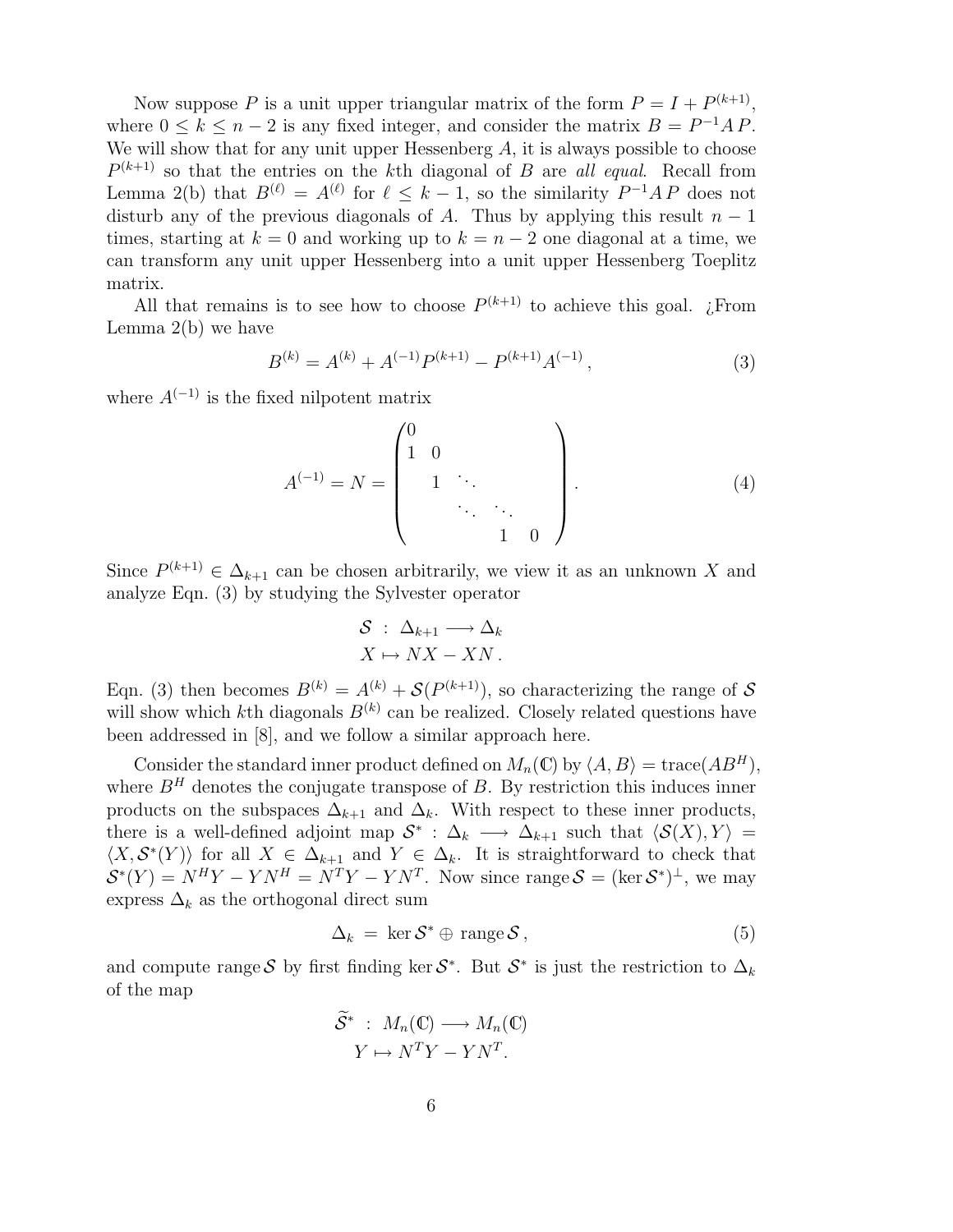Now suppose $P$ is a unit upper triangular matrix of the form $P = I + P^{(k+1)}$, where $0 \le k \le n-2$ is any fixed integer, and consider the matrix $B = P^{-1}AP$. We will show that for any unit upper Hessenberg $A$, it is always possible to choose $P^{(k+1)}$ so that the entries on the $k$th diagonal of $B$ are *all equal*. Recall from Lemma 2(b) that $B^{(\ell)} = A^{(\ell)}$ for $\ell \le k-1$, so the similarity $P^{-1}AP$ does not disturb any of the previous diagonals of $A$. Thus by applying this result $n-1$ times, starting at $k = 0$ and working up to $k = n-2$ one diagonal at a time, we can transform any unit upper Hessenberg into a unit upper Hessenberg Toeplitz matrix.

All that remains is to see how to choose $P^{(k+1)}$ to achieve this goal. ¿From Lemma 2(b) we have

$$B^{(k)} = A^{(k)} + A^{(-1)}P^{(k+1)} - P^{(k+1)}A^{(-1)}, \tag{3}$$

where $A^{(-1)}$ is the fixed nilpotent matrix

$$A^{(-1)} = N = \begin{pmatrix} 0 & & & & \\ 1 & 0 & & & \\ & 1 & \ddots & & \\ & & \ddots & \ddots & \\ & & & 1 & 0 \end{pmatrix}. \tag{4}$$

Since $P^{(k+1)} \in \Delta_{k+1}$ can be chosen arbitrarily, we view it as an unknown $X$ and analyze Eqn. (3) by studying the Sylvester operator

$$\begin{aligned} \mathcal{S} \ : \ \Delta_{k+1} &\longrightarrow \Delta_k \\ X &\mapsto NX - XN\,. \end{aligned}$$

Eqn. (3) then becomes $B^{(k)} = A^{(k)} + \mathcal{S}(P^{(k+1)})$, so characterizing the range of $\mathcal{S}$ will show which $k$th diagonals $B^{(k)}$ can be realized. Closely related questions have been addressed in [8], and we follow a similar approach here.

Consider the standard inner product defined on $M_n(\mathbb{C})$ by $\langle A, B\rangle = \mathrm{trace}(AB^H)$, where $B^H$ denotes the conjugate transpose of $B$. By restriction this induces inner products on the subspaces $\Delta_{k+1}$ and $\Delta_k$. With respect to these inner products, there is a well-defined adjoint map $\mathcal{S}^* : \Delta_k \longrightarrow \Delta_{k+1}$ such that $\langle \mathcal{S}(X), Y\rangle = \langle X, \mathcal{S}^*(Y)\rangle$ for all $X \in \Delta_{k+1}$ and $Y \in \Delta_k$. It is straightforward to check that $\mathcal{S}^*(Y) = N^HY - YN^H = N^TY - YN^T$. Now since $\mathrm{range}\,\mathcal{S} = (\ker \mathcal{S}^*)^\perp$, we may express $\Delta_k$ as the orthogonal direct sum

$$\Delta_k \;=\; \ker \mathcal{S}^* \oplus \mathrm{range}\,\mathcal{S}\,, \tag{5}$$

and compute $\mathrm{range}\,\mathcal{S}$ by first finding $\ker \mathcal{S}^*$. But $\mathcal{S}^*$ is just the restriction to $\Delta_k$ of the map

$$\begin{aligned} \widetilde{\mathcal{S}}^* \ : \ M_n(\mathbb{C}) &\longrightarrow M_n(\mathbb{C}) \\ Y &\mapsto N^TY - YN^T. \end{aligned}$$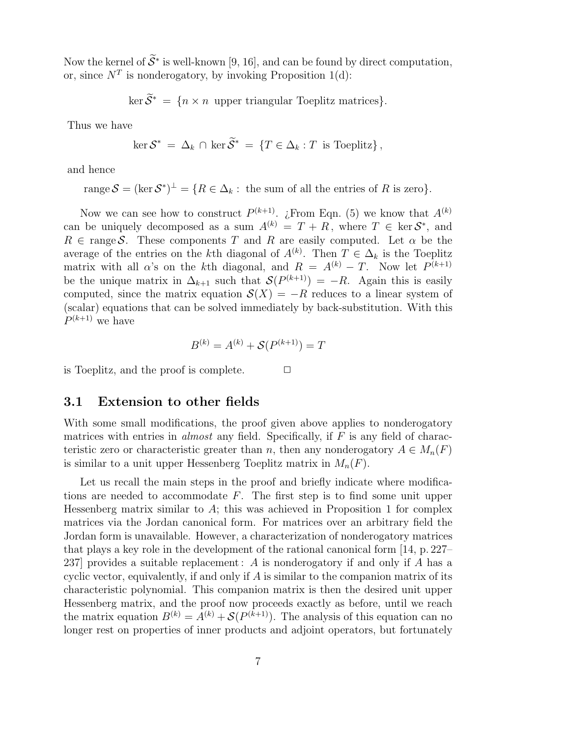Now the kernel of $\widetilde{\mathcal{S}}^*$ is well-known [9, 16], and can be found by direct computation, or, since $N^T$ is nonderogatory, by invoking Proposition 1(d):

$$\ker \widetilde{\mathcal{S}}^* \;=\; \{n \times n \text{ upper triangular Toeplitz matrices}\}.$$

Thus we have

$$\ker \mathcal{S}^* \;=\; \Delta_k \,\cap\, \ker \widetilde{\mathcal{S}}^* \;=\; \{T \in \Delta_k : T \text{ is Toeplitz}\}\,,$$

and hence

$$\operatorname{range} \mathcal{S} = (\ker \mathcal{S}^*)^\perp = \{R \in \Delta_k : \text{ the sum of all the entries of } R \text{ is zero}\}.$$

Now we can see how to construct $P^{(k+1)}$. ¿From Eqn. (5) we know that $A^{(k)}$ can be uniquely decomposed as a sum $A^{(k)} = T + R$, where $T \in \ker \mathcal{S}^*$, and $R \in \operatorname{range} \mathcal{S}$. These components $T$ and $R$ are easily computed. Let $\alpha$ be the average of the entries on the $k$th diagonal of $A^{(k)}$. Then $T \in \Delta_k$ is the Toeplitz matrix with all $\alpha$'s on the $k$th diagonal, and $R = A^{(k)} - T$. Now let $P^{(k+1)}$ be the unique matrix in $\Delta_{k+1}$ such that $\mathcal{S}(P^{(k+1)}) = -R$. Again this is easily computed, since the matrix equation $\mathcal{S}(X) = -R$ reduces to a linear system of (scalar) equations that can be solved immediately by back-substitution. With this $P^{(k+1)}$ we have

$$B^{(k)} = A^{(k)} + \mathcal{S}(P^{(k+1)}) = T$$

is Toeplitz, and the proof is complete. $\Box$

## 3.1 Extension to other fields

With some small modifications, the proof given above applies to nonderogatory matrices with entries in *almost* any field. Specifically, if $F$ is any field of characteristic zero or characteristic greater than $n$, then any nonderogatory $A \in M_n(F)$ is similar to a unit upper Hessenberg Toeplitz matrix in $M_n(F)$.

Let us recall the main steps in the proof and briefly indicate where modifications are needed to accommodate $F$. The first step is to find some unit upper Hessenberg matrix similar to $A$; this was achieved in Proposition 1 for complex matrices via the Jordan canonical form. For matrices over an arbitrary field the Jordan form is unavailable. However, a characterization of nonderogatory matrices that plays a key role in the development of the rational canonical form [14, p. 227–237] provides a suitable replacement: $A$ is nonderogatory if and only if $A$ has a cyclic vector, equivalently, if and only if $A$ is similar to the companion matrix of its characteristic polynomial. This companion matrix is then the desired unit upper Hessenberg matrix, and the proof now proceeds exactly as before, until we reach the matrix equation $B^{(k)} = A^{(k)} + \mathcal{S}(P^{(k+1)})$. The analysis of this equation can no longer rest on properties of inner products and adjoint operators, but fortunately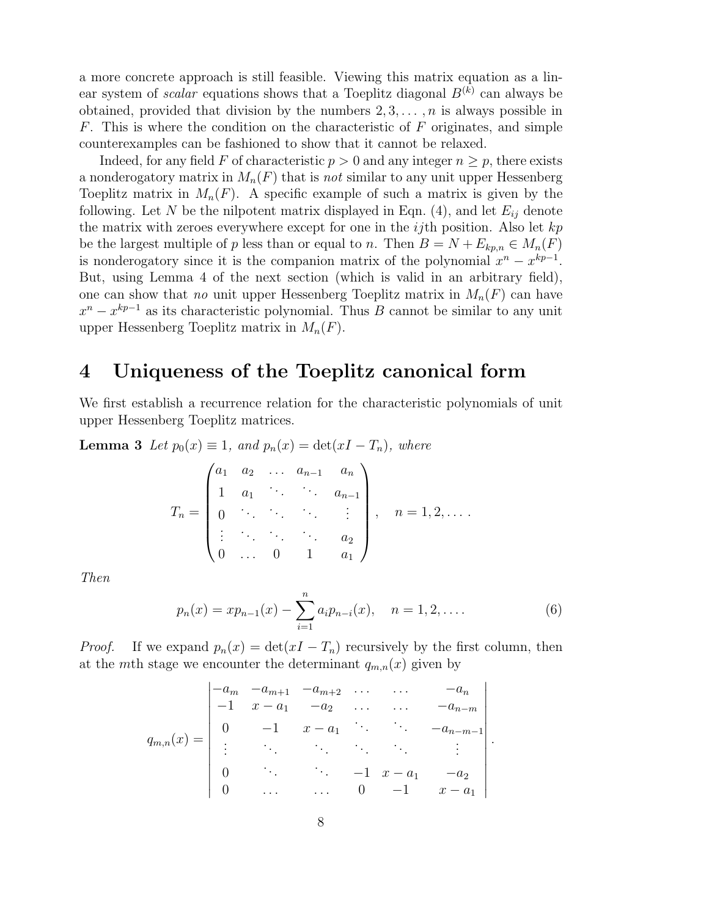a more concrete approach is still feasible. Viewing this matrix equation as a linear system of *scalar* equations shows that a Toeplitz diagonal $B^{(k)}$ can always be obtained, provided that division by the numbers $2, 3, \ldots, n$ is always possible in $F$. This is where the condition on the characteristic of $F$ originates, and simple counterexamples can be fashioned to show that it cannot be relaxed.

Indeed, for any field $F$ of characteristic $p > 0$ and any integer $n \geq p$, there exists a nonderogatory matrix in $M_n(F)$ that is *not* similar to any unit upper Hessenberg Toeplitz matrix in $M_n(F)$. A specific example of such a matrix is given by the following. Let $N$ be the nilpotent matrix displayed in Eqn. (4), and let $E_{ij}$ denote the matrix with zeroes everywhere except for one in the $ij$th position. Also let $kp$ be the largest multiple of $p$ less than or equal to $n$. Then $B = N + E_{kp,n} \in M_n(F)$ is nonderogatory since it is the companion matrix of the polynomial $x^n - x^{kp-1}$. But, using Lemma 4 of the next section (which is valid in an arbitrary field), one can show that *no* unit upper Hessenberg Toeplitz matrix in $M_n(F)$ can have $x^n - x^{kp-1}$ as its characteristic polynomial. Thus $B$ cannot be similar to any unit upper Hessenberg Toeplitz matrix in $M_n(F)$.

# 4 Uniqueness of the Toeplitz canonical form

We first establish a recurrence relation for the characteristic polynomials of unit upper Hessenberg Toeplitz matrices.

**Lemma 3** *Let $p_0(x) \equiv 1$, and $p_n(x) = \det(xI - T_n)$, where*

$$T_n = \begin{pmatrix} a_1 & a_2 & \ldots & a_{n-1} & a_n \\ 1 & a_1 & \ddots & \ddots & a_{n-1} \\ 0 & \ddots & \ddots & \ddots & \vdots \\ \vdots & \ddots & \ddots & \ddots & a_2 \\ 0 & \ldots & 0 & 1 & a_1 \end{pmatrix}, \quad n = 1, 2, \ldots.$$

*Then*

$$p_n(x) = xp_{n-1}(x) - \sum_{i=1}^{n} a_i p_{n-i}(x), \quad n = 1, 2, \ldots. \tag{6}$$

*Proof.* If we expand $p_n(x) = \det(xI - T_n)$ recursively by the first column, then at the $m$th stage we encounter the determinant $q_{m,n}(x)$ given by

$$q_{m,n}(x) = \begin{vmatrix} -a_m & -a_{m+1} & -a_{m+2} & \ldots & \ldots & -a_n \\ -1 & x - a_1 & -a_2 & \ldots & \ldots & -a_{n-m} \\ 0 & -1 & x - a_1 & \ddots & \ddots & -a_{n-m-1} \\ \vdots & \ddots & \ddots & \ddots & \ddots & \vdots \\ 0 & \ddots & \ddots & -1 & x - a_1 & -a_2 \\ 0 & \ldots & \ldots & 0 & -1 & x - a_1 \end{vmatrix}.$$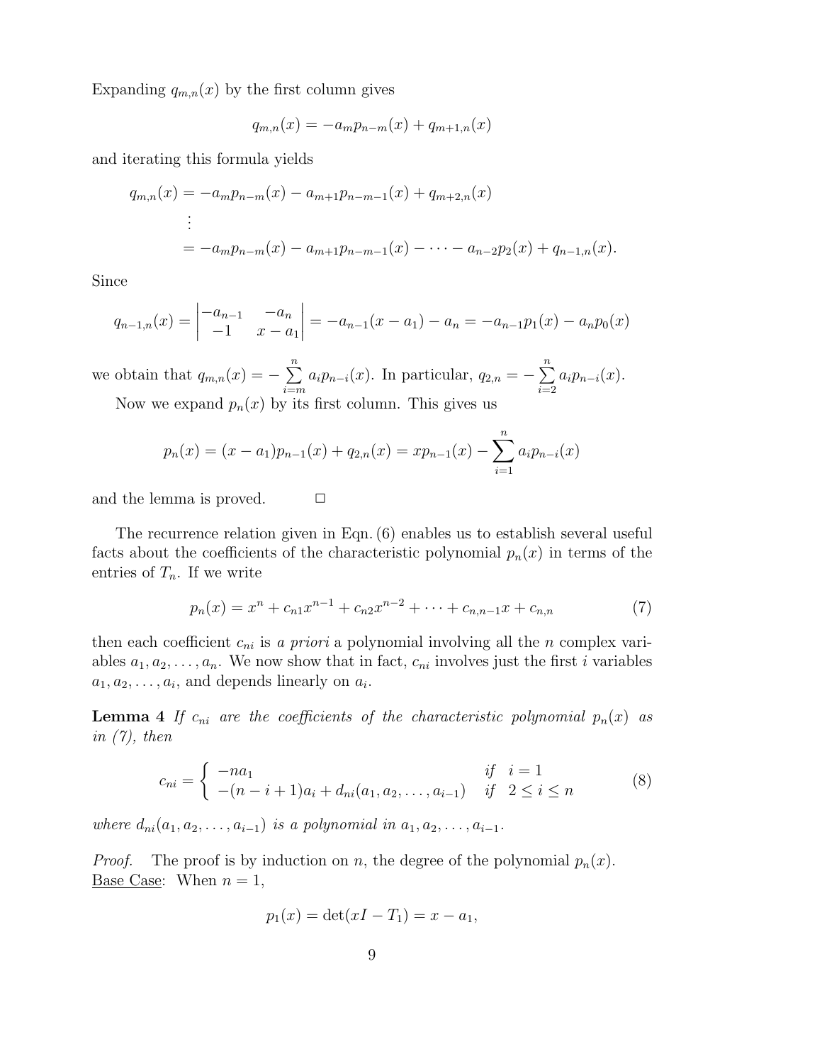Expanding $q_{m,n}(x)$ by the first column gives

$$q_{m,n}(x) = -a_m p_{n-m}(x) + q_{m+1,n}(x)$$

and iterating this formula yields

$$\begin{aligned}
q_{m,n}(x) &= -a_m p_{n-m}(x) - a_{m+1} p_{n-m-1}(x) + q_{m+2,n}(x) \\
&\vdots \\
&= -a_m p_{n-m}(x) - a_{m+1} p_{n-m-1}(x) - \cdots - a_{n-2} p_2(x) + q_{n-1,n}(x).
\end{aligned}$$

Since

$$q_{n-1,n}(x) = \begin{vmatrix} -a_{n-1} & -a_n \\ -1 & x - a_1 \end{vmatrix} = -a_{n-1}(x - a_1) - a_n = -a_{n-1} p_1(x) - a_n p_0(x)$$

we obtain that $q_{m,n}(x) = -\sum_{i=m}^{n} a_i p_{n-i}(x)$. In particular, $q_{2,n} = -\sum_{i=2}^{n} a_i p_{n-i}(x)$.

Now we expand $p_n(x)$ by its first column. This gives us

$$p_n(x) = (x - a_1) p_{n-1}(x) + q_{2,n}(x) = x p_{n-1}(x) - \sum_{i=1}^{n} a_i p_{n-i}(x)$$

and the lemma is proved. □

The recurrence relation given in Eqn. (6) enables us to establish several useful facts about the coefficients of the characteristic polynomial $p_n(x)$ in terms of the entries of $T_n$. If we write

$$p_n(x) = x^n + c_{n1} x^{n-1} + c_{n2} x^{n-2} + \cdots + c_{n,n-1} x + c_{n,n} \tag{7}$$

then each coefficient $c_{ni}$ is *a priori* a polynomial involving all the $n$ complex variables $a_1, a_2, \ldots, a_n$. We now show that in fact, $c_{ni}$ involves just the first $i$ variables $a_1, a_2, \ldots, a_i$, and depends linearly on $a_i$.

**Lemma 4** *If $c_{ni}$ are the coefficients of the characteristic polynomial $p_n(x)$ as in (7), then*

$$c_{ni} = \begin{cases} -n a_1 & \text{if} \quad i = 1 \\ -(n - i + 1) a_i + d_{ni}(a_1, a_2, \ldots, a_{i-1}) & \text{if} \quad 2 \le i \le n \end{cases} \tag{8}$$

*where $d_{ni}(a_1, a_2, \ldots, a_{i-1})$ is a polynomial in $a_1, a_2, \ldots, a_{i-1}$.*

*Proof.* The proof is by induction on $n$, the degree of the polynomial $p_n(x)$.
Base Case: When $n = 1$,

$$p_1(x) = \det(xI - T_1) = x - a_1,$$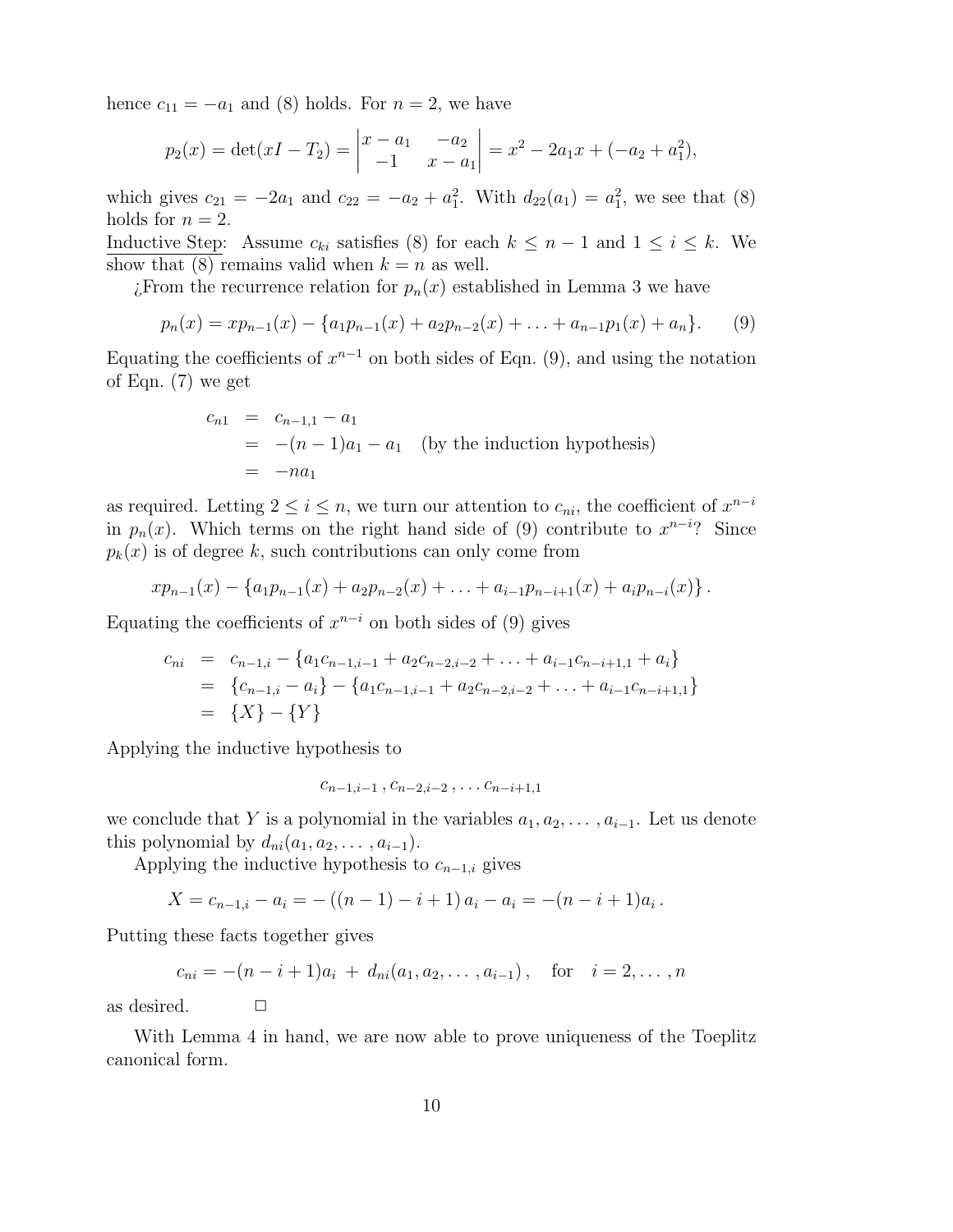hence $c_{11} = -a_1$ and (8) holds. For $n = 2$, we have

$$p_2(x) = \det(xI - T_2) = \begin{vmatrix} x - a_1 & -a_2 \\ -1 & x - a_1 \end{vmatrix} = x^2 - 2a_1 x + (-a_2 + a_1^2),$$

which gives $c_{21} = -2a_1$ and $c_{22} = -a_2 + a_1^2$. With $d_{22}(a_1) = a_1^2$, we see that (8) holds for $n = 2$.

<u>Inductive Step</u>: Assume $c_{ki}$ satisfies (8) for each $k \leq n-1$ and $1 \leq i \leq k$. We show that (8) remains valid when $k = n$ as well.

¿From the recurrence relation for $p_n(x)$ established in Lemma 3 we have

$$p_n(x) = xp_{n-1}(x) - \{a_1 p_{n-1}(x) + a_2 p_{n-2}(x) + \ldots + a_{n-1} p_1(x) + a_n\}. \qquad (9)$$

Equating the coefficients of $x^{n-1}$ on both sides of Eqn. (9), and using the notation of Eqn. (7) we get

$$\begin{aligned} c_{n1} &= c_{n-1,1} - a_1 \\ &= -(n-1)a_1 - a_1 \quad \text{(by the induction hypothesis)} \\ &= -na_1 \end{aligned}$$

as required. Letting $2 \leq i \leq n$, we turn our attention to $c_{ni}$, the coefficient of $x^{n-i}$ in $p_n(x)$. Which terms on the right hand side of (9) contribute to $x^{n-i}$? Since $p_k(x)$ is of degree $k$, such contributions can only come from

$$xp_{n-1}(x) - \{a_1 p_{n-1}(x) + a_2 p_{n-2}(x) + \ldots + a_{i-1} p_{n-i+1}(x) + a_i p_{n-i}(x)\}.$$

Equating the coefficients of $x^{n-i}$ on both sides of (9) gives

$$\begin{aligned} c_{ni} &= c_{n-1,i} - \{a_1 c_{n-1,i-1} + a_2 c_{n-2,i-2} + \ldots + a_{i-1} c_{n-i+1,1} + a_i\} \\ &= \{c_{n-1,i} - a_i\} - \{a_1 c_{n-1,i-1} + a_2 c_{n-2,i-2} + \ldots + a_{i-1} c_{n-i+1,1}\} \\ &= \{X\} - \{Y\} \end{aligned}$$

Applying the inductive hypothesis to

$$c_{n-1,i-1}\,, c_{n-2,i-2}\,, \ldots c_{n-i+1,1}$$

we conclude that $Y$ is a polynomial in the variables $a_1, a_2, \ldots, a_{i-1}$. Let us denote this polynomial by $d_{ni}(a_1, a_2, \ldots, a_{i-1})$.

Applying the inductive hypothesis to $c_{n-1,i}$ gives

$$X = c_{n-1,i} - a_i = -\left((n-1) - i + 1\right) a_i - a_i = -(n-i+1)a_i\,.$$

Putting these facts together gives

$$c_{ni} = -(n-i+1)a_i \;+\; d_{ni}(a_1, a_2, \ldots, a_{i-1})\,, \quad \text{for} \quad i = 2, \ldots, n$$

as desired. $\square$

With Lemma 4 in hand, we are now able to prove uniqueness of the Toeplitz canonical form.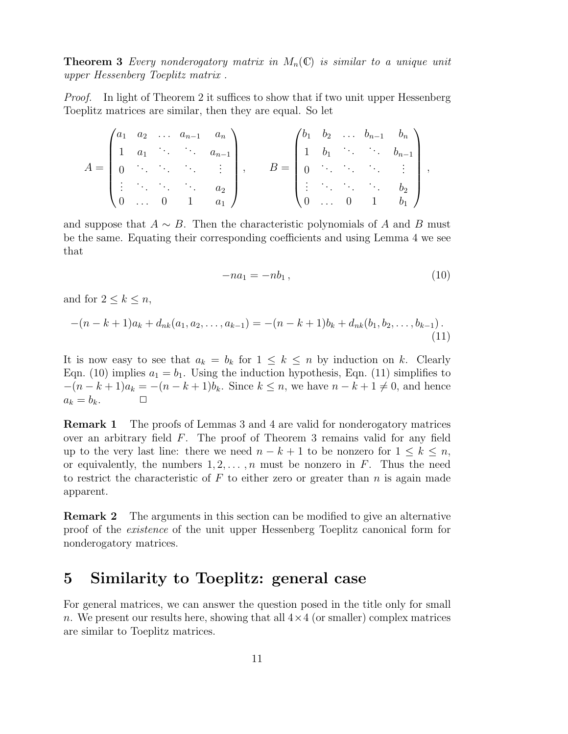**Theorem 3** *Every nonderogatory matrix in $M_n(\mathbb{C})$ is similar to a unique unit upper Hessenberg Toeplitz matrix .*

*Proof.* In light of Theorem 2 it suffices to show that if two unit upper Hessenberg Toeplitz matrices are similar, then they are equal. So let

$$
A = \begin{pmatrix} a_1 & a_2 & \dots & a_{n-1} & a_n \\ 1 & a_1 & \ddots & \ddots & a_{n-1} \\ 0 & \ddots & \ddots & \ddots & \vdots \\ \vdots & \ddots & \ddots & \ddots & a_2 \\ 0 & \dots & 0 & 1 & a_1 \end{pmatrix}, \qquad B = \begin{pmatrix} b_1 & b_2 & \dots & b_{n-1} & b_n \\ 1 & b_1 & \ddots & \ddots & b_{n-1} \\ 0 & \ddots & \ddots & \ddots & \vdots \\ \vdots & \ddots & \ddots & \ddots & b_2 \\ 0 & \dots & 0 & 1 & b_1 \end{pmatrix},
$$

and suppose that $A \sim B$. Then the characteristic polynomials of $A$ and $B$ must be the same. Equating their corresponding coefficients and using Lemma 4 we see that

$$
-na_1 = -nb_1 \,, \tag{10}
$$

and for $2 \leq k \leq n$,

$$
-(n-k+1)a_k + d_{nk}(a_1, a_2, \dots, a_{k-1}) = -(n-k+1)b_k + d_{nk}(b_1, b_2, \dots, b_{k-1}) \,. \tag{11}
$$

It is now easy to see that $a_k = b_k$ for $1 \leq k \leq n$ by induction on $k$. Clearly Eqn. (10) implies $a_1 = b_1$. Using the induction hypothesis, Eqn. (11) simplifies to $-(n-k+1)a_k = -(n-k+1)b_k$. Since $k \leq n$, we have $n-k+1 \neq 0$, and hence $a_k = b_k$. $\square$

**Remark 1** The proofs of Lemmas 3 and 4 are valid for nonderogatory matrices over an arbitrary field $F$. The proof of Theorem 3 remains valid for any field up to the very last line: there we need $n-k+1$ to be nonzero for $1 \leq k \leq n$, or equivalently, the numbers $1, 2, \dots, n$ must be nonzero in $F$. Thus the need to restrict the characteristic of $F$ to either zero or greater than $n$ is again made apparent.

**Remark 2** The arguments in this section can be modified to give an alternative proof of the *existence* of the unit upper Hessenberg Toeplitz canonical form for nonderogatory matrices.

# 5 Similarity to Toeplitz: general case

For general matrices, we can answer the question posed in the title only for small $n$. We present our results here, showing that all $4\times4$ (or smaller) complex matrices are similar to Toeplitz matrices.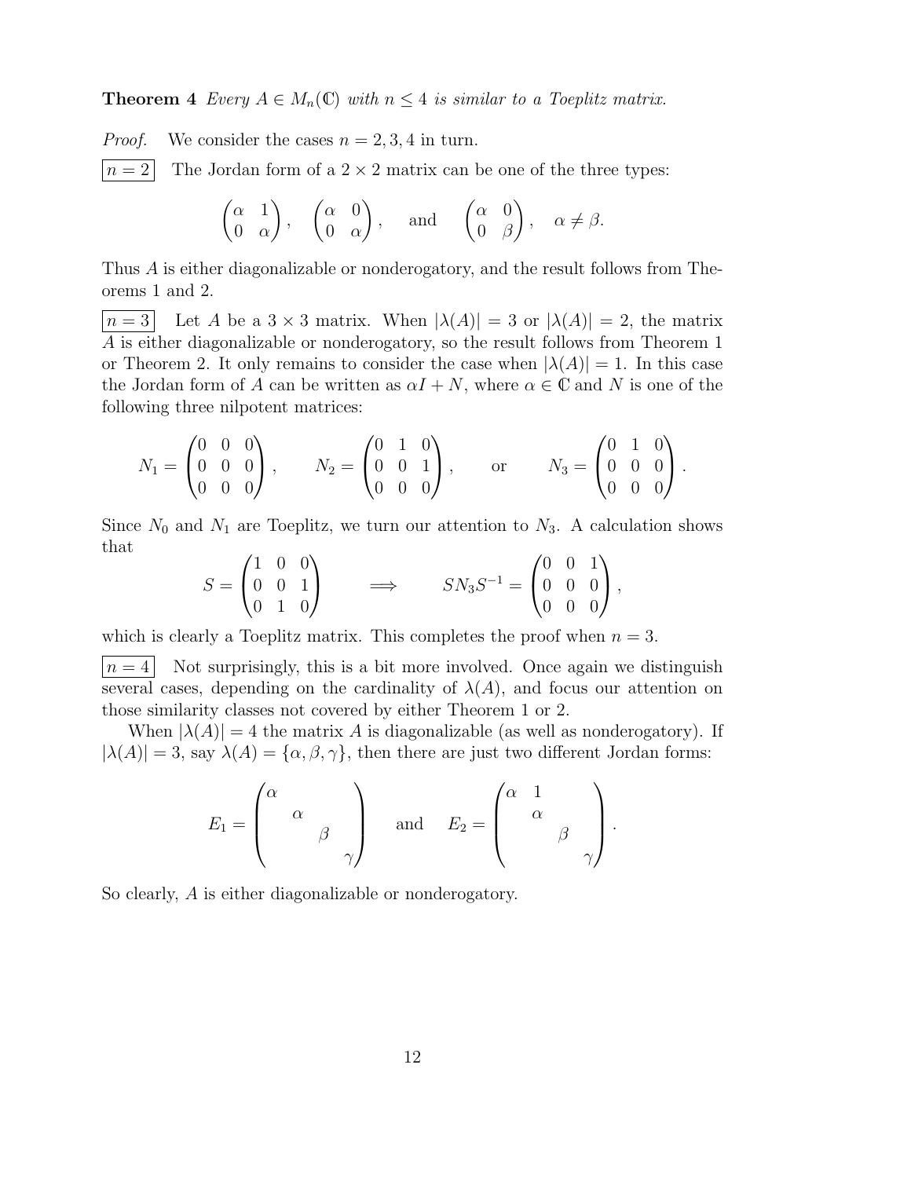**Theorem 4** *Every $A \in M_n(\mathbb{C})$ with $n \leq 4$ is similar to a Toeplitz matrix.*

*Proof.* We consider the cases $n = 2, 3, 4$ in turn.

$\boxed{n=2}$ The Jordan form of a $2 \times 2$ matrix can be one of the three types:

$$\begin{pmatrix} \alpha & 1 \\ 0 & \alpha \end{pmatrix}, \quad \begin{pmatrix} \alpha & 0 \\ 0 & \alpha \end{pmatrix}, \quad \text{and} \quad \begin{pmatrix} \alpha & 0 \\ 0 & \beta \end{pmatrix}, \quad \alpha \neq \beta.$$

Thus $A$ is either diagonalizable or nonderogatory, and the result follows from Theorems 1 and 2.

$\boxed{n=3}$ Let $A$ be a $3 \times 3$ matrix. When $|\lambda(A)| = 3$ or $|\lambda(A)| = 2$, the matrix $A$ is either diagonalizable or nonderogatory, so the result follows from Theorem 1 or Theorem 2. It only remains to consider the case when $|\lambda(A)| = 1$. In this case the Jordan form of $A$ can be written as $\alpha I + N$, where $\alpha \in \mathbb{C}$ and $N$ is one of the following three nilpotent matrices:

$$N_1 = \begin{pmatrix} 0 & 0 & 0 \\ 0 & 0 & 0 \\ 0 & 0 & 0 \end{pmatrix}, \qquad N_2 = \begin{pmatrix} 0 & 1 & 0 \\ 0 & 0 & 1 \\ 0 & 0 & 0 \end{pmatrix}, \qquad \text{or} \qquad N_3 = \begin{pmatrix} 0 & 1 & 0 \\ 0 & 0 & 0 \\ 0 & 0 & 0 \end{pmatrix}.$$

Since $N_0$ and $N_1$ are Toeplitz, we turn our attention to $N_3$. A calculation shows that

$$S = \begin{pmatrix} 1 & 0 & 0 \\ 0 & 0 & 1 \\ 0 & 1 & 0 \end{pmatrix} \qquad \Longrightarrow \qquad SN_3S^{-1} = \begin{pmatrix} 0 & 0 & 1 \\ 0 & 0 & 0 \\ 0 & 0 & 0 \end{pmatrix},$$

which is clearly a Toeplitz matrix. This completes the proof when $n = 3$.

$\boxed{n=4}$ Not surprisingly, this is a bit more involved. Once again we distinguish several cases, depending on the cardinality of $\lambda(A)$, and focus our attention on those similarity classes not covered by either Theorem 1 or 2.

When $|\lambda(A)| = 4$ the matrix $A$ is diagonalizable (as well as nonderogatory). If $|\lambda(A)| = 3$, say $\lambda(A) = \{\alpha, \beta, \gamma\}$, then there are just two different Jordan forms:

$$E_1 = \begin{pmatrix} \alpha & & & \\ & \alpha & & \\ & & \beta & \\ & & & \gamma \end{pmatrix} \quad \text{and} \quad E_2 = \begin{pmatrix} \alpha & 1 & & \\ & \alpha & & \\ & & \beta & \\ & & & \gamma \end{pmatrix}.$$

So clearly, $A$ is either diagonalizable or nonderogatory.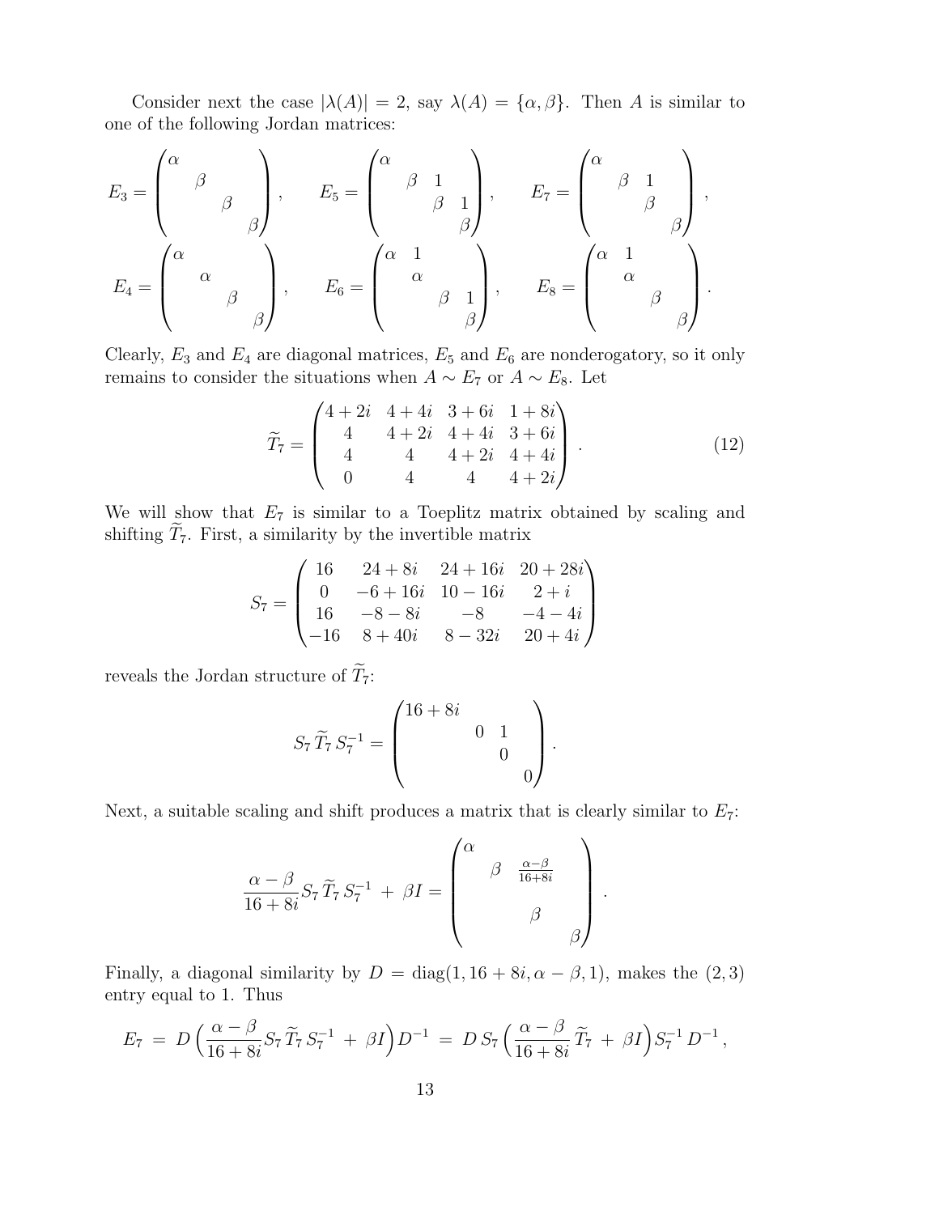Consider next the case $|\lambda(A)| = 2$, say $\lambda(A) = \{\alpha, \beta\}$. Then $A$ is similar to one of the following Jordan matrices:

$$
E_3 = \begin{pmatrix} \alpha & & & \\ & \beta & & \\ & & \beta & \\ & & & \beta \end{pmatrix}, \qquad
E_5 = \begin{pmatrix} \alpha & & & \\ & \beta & 1 & \\ & & \beta & 1 \\ & & & \beta \end{pmatrix}, \qquad
E_7 = \begin{pmatrix} \alpha & & & \\ & \beta & 1 & \\ & & \beta & \\ & & & \beta \end{pmatrix},
$$

$$
E_4 = \begin{pmatrix} \alpha & & & \\ & \alpha & & \\ & & \beta & \\ & & & \beta \end{pmatrix}, \qquad
E_6 = \begin{pmatrix} \alpha & 1 & & \\ & \alpha & & \\ & & \beta & 1 \\ & & & \beta \end{pmatrix}, \qquad
E_8 = \begin{pmatrix} \alpha & 1 & & \\ & \alpha & & \\ & & \beta & \\ & & & \beta \end{pmatrix}.
$$

Clearly, $E_3$ and $E_4$ are diagonal matrices, $E_5$ and $E_6$ are nonderogatory, so it only remains to consider the situations when $A \sim E_7$ or $A \sim E_8$. Let

$$
\widetilde{T}_7 = \begin{pmatrix} 4+2i & 4+4i & 3+6i & 1+8i \\ 4 & 4+2i & 4+4i & 3+6i \\ 4 & 4 & 4+2i & 4+4i \\ 0 & 4 & 4 & 4+2i \end{pmatrix}. \tag{12}
$$

We will show that $E_7$ is similar to a Toeplitz matrix obtained by scaling and shifting $\widetilde{T}_7$. First, a similarity by the invertible matrix

$$
S_7 = \begin{pmatrix} 16 & 24+8i & 24+16i & 20+28i \\ 0 & -6+16i & 10-16i & 2+i \\ 16 & -8-8i & -8 & -4-4i \\ -16 & 8+40i & 8-32i & 20+4i \end{pmatrix}
$$

reveals the Jordan structure of $\widetilde{T}_7$:

$$
S_7 \, \widetilde{T}_7 \, S_7^{-1} = \begin{pmatrix} 16+8i & & & \\ & 0 & 1 & \\ & & 0 & \\ & & & 0 \end{pmatrix}.
$$

Next, a suitable scaling and shift produces a matrix that is clearly similar to $E_7$:

$$
\frac{\alpha-\beta}{16+8i} S_7 \, \widetilde{T}_7 \, S_7^{-1} \; + \; \beta I = \begin{pmatrix} \alpha & & & \\ & \beta & \frac{\alpha-\beta}{16+8i} & \\ & & \beta & \\ & & & \beta \end{pmatrix}.
$$

Finally, a diagonal similarity by $D = \operatorname{diag}(1, 16+8i, \alpha-\beta, 1)$, makes the $(2,3)$ entry equal to 1. Thus

$$
E_7 \; = \; D\Big(\frac{\alpha-\beta}{16+8i} S_7 \, \widetilde{T}_7 \, S_7^{-1} \; + \; \beta I\Big) D^{-1} \; = \; D \, S_7 \Big(\frac{\alpha-\beta}{16+8i} \, \widetilde{T}_7 \; + \; \beta I\Big) S_7^{-1} \, D^{-1},
$$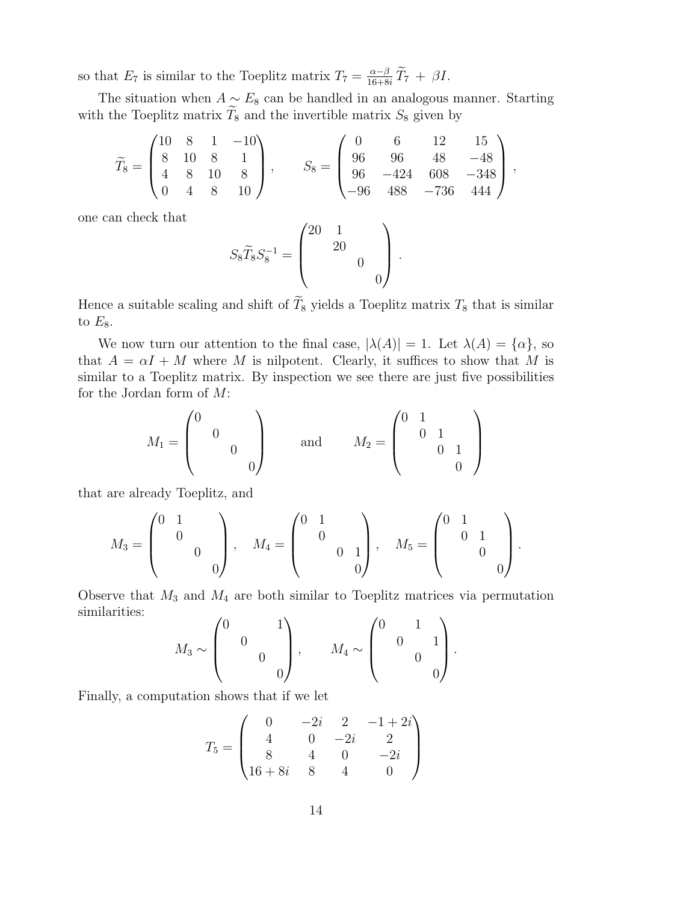so that $E_7$ is similar to the Toeplitz matrix $T_7 = \frac{\alpha-\beta}{16+8i}\,\widetilde{T}_7 \,+\, \beta I$.

The situation when $A \sim E_8$ can be handled in an analogous manner. Starting with the Toeplitz matrix $\widetilde{T}_8$ and the invertible matrix $S_8$ given by

$$\widetilde{T}_8 = \begin{pmatrix} 10 & 8 & 1 & -10 \\ 8 & 10 & 8 & 1 \\ 4 & 8 & 10 & 8 \\ 0 & 4 & 8 & 10 \end{pmatrix}, \qquad S_8 = \begin{pmatrix} 0 & 6 & 12 & 15 \\ 96 & 96 & 48 & -48 \\ 96 & -424 & 608 & -348 \\ -96 & 488 & -736 & 444 \end{pmatrix},$$

one can check that

$$S_8 \widetilde{T}_8 S_8^{-1} = \begin{pmatrix} 20 & 1 & & \\ & 20 & & \\ & & 0 & \\ & & & 0 \end{pmatrix}.$$

Hence a suitable scaling and shift of $\widetilde{T}_8$ yields a Toeplitz matrix $T_8$ that is similar to $E_8$.

We now turn our attention to the final case, $|\lambda(A)| = 1$. Let $\lambda(A) = \{\alpha\}$, so that $A = \alpha I + M$ where $M$ is nilpotent. Clearly, it suffices to show that $M$ is similar to a Toeplitz matrix. By inspection we see there are just five possibilities for the Jordan form of $M$:

$$M_1 = \begin{pmatrix} 0 & & & \\ & 0 & & \\ & & 0 & \\ & & & 0 \end{pmatrix} \qquad \text{and} \qquad M_2 = \begin{pmatrix} 0 & 1 & & \\ & 0 & 1 & \\ & & 0 & 1 \\ & & & 0 \end{pmatrix}$$

that are already Toeplitz, and

$$M_3 = \begin{pmatrix} 0 & 1 & & \\ & 0 & & \\ & & 0 & \\ & & & 0 \end{pmatrix}, \quad M_4 = \begin{pmatrix} 0 & 1 & & \\ & 0 & & \\ & & 0 & 1 \\ & & & 0 \end{pmatrix}, \quad M_5 = \begin{pmatrix} 0 & 1 & & \\ & 0 & 1 & \\ & & 0 & \\ & & & 0 \end{pmatrix}.$$

Observe that $M_3$ and $M_4$ are both similar to Toeplitz matrices via permutation similarities:

$$M_3 \sim \begin{pmatrix} 0 & & & 1 \\ & 0 & & \\ & & 0 & \\ & & & 0 \end{pmatrix}, \qquad M_4 \sim \begin{pmatrix} 0 & & 1 & \\ & 0 & & 1 \\ & & 0 & \\ & & & 0 \end{pmatrix}.$$

Finally, a computation shows that if we let

$$T_5 = \begin{pmatrix} 0 & -2i & 2 & -1+2i \\ 4 & 0 & -2i & 2 \\ 8 & 4 & 0 & -2i \\ 16+8i & 8 & 4 & 0 \end{pmatrix}$$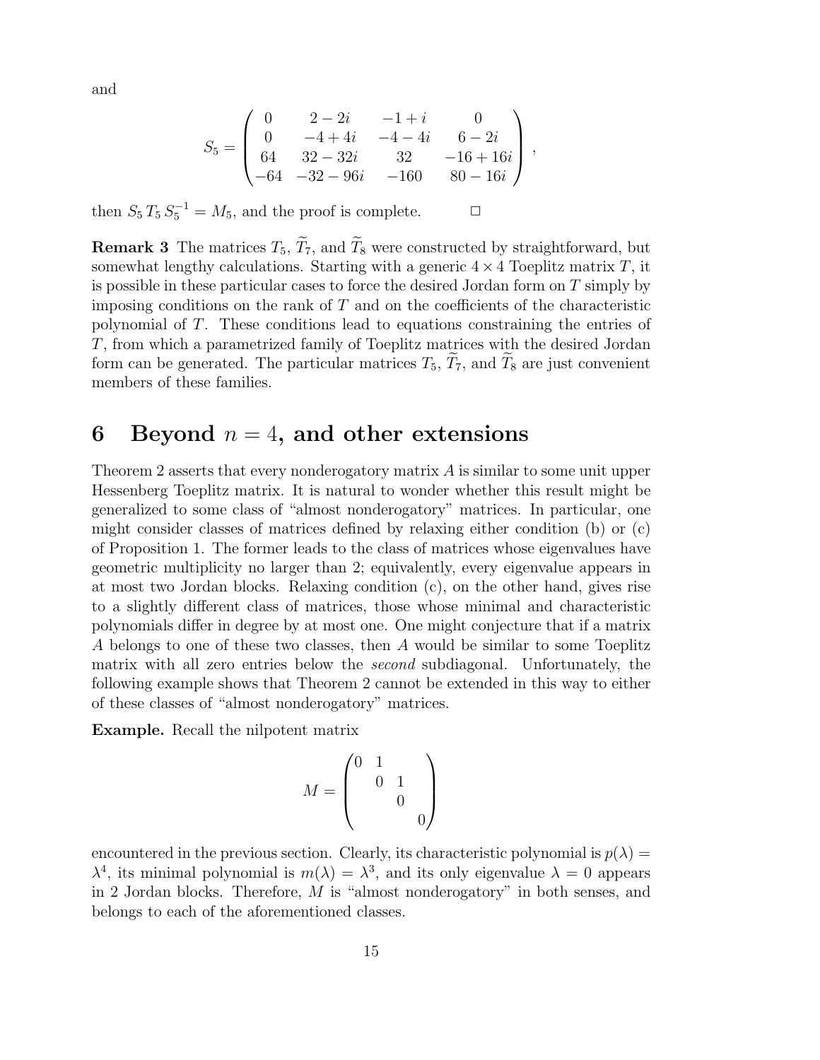and

$$
S_5 = \begin{pmatrix} 0 & 2-2i & -1+i & 0 \\ 0 & -4+4i & -4-4i & 6-2i \\ 64 & 32-32i & 32 & -16+16i \\ -64 & -32-96i & -160 & 80-16i \end{pmatrix},
$$

then $S_5 \, T_5 \, S_5^{-1} = M_5$, and the proof is complete. $\square$

**Remark 3** The matrices $T_5$, $\widetilde{T}_7$, and $\widetilde{T}_8$ were constructed by straightforward, but somewhat lengthy calculations. Starting with a generic $4 \times 4$ Toeplitz matrix $T$, it is possible in these particular cases to force the desired Jordan form on $T$ simply by imposing conditions on the rank of $T$ and on the coefficients of the characteristic polynomial of $T$. These conditions lead to equations constraining the entries of $T$, from which a parametrized family of Toeplitz matrices with the desired Jordan form can be generated. The particular matrices $T_5$, $\widetilde{T}_7$, and $\widetilde{T}_8$ are just convenient members of these families.

## 6 Beyond $n = 4$, and other extensions

Theorem 2 asserts that every nonderogatory matrix $A$ is similar to some unit upper Hessenberg Toeplitz matrix. It is natural to wonder whether this result might be generalized to some class of "almost nonderogatory" matrices. In particular, one might consider classes of matrices defined by relaxing either condition (b) or (c) of Proposition 1. The former leads to the class of matrices whose eigenvalues have geometric multiplicity no larger than 2; equivalently, every eigenvalue appears in at most two Jordan blocks. Relaxing condition (c), on the other hand, gives rise to a slightly different class of matrices, those whose minimal and characteristic polynomials differ in degree by at most one. One might conjecture that if a matrix $A$ belongs to one of these two classes, then $A$ would be similar to some Toeplitz matrix with all zero entries below the *second* subdiagonal. Unfortunately, the following example shows that Theorem 2 cannot be extended in this way to either of these classes of "almost nonderogatory" matrices.

**Example.** Recall the nilpotent matrix

$$
M = \begin{pmatrix} 0 & 1 & & \\ & 0 & 1 & \\ & & 0 & \\ & & & 0 \end{pmatrix}
$$

encountered in the previous section. Clearly, its characteristic polynomial is $p(\lambda) = \lambda^4$, its minimal polynomial is $m(\lambda) = \lambda^3$, and its only eigenvalue $\lambda = 0$ appears in 2 Jordan blocks. Therefore, $M$ is "almost nonderogatory" in both senses, and belongs to each of the aforementioned classes.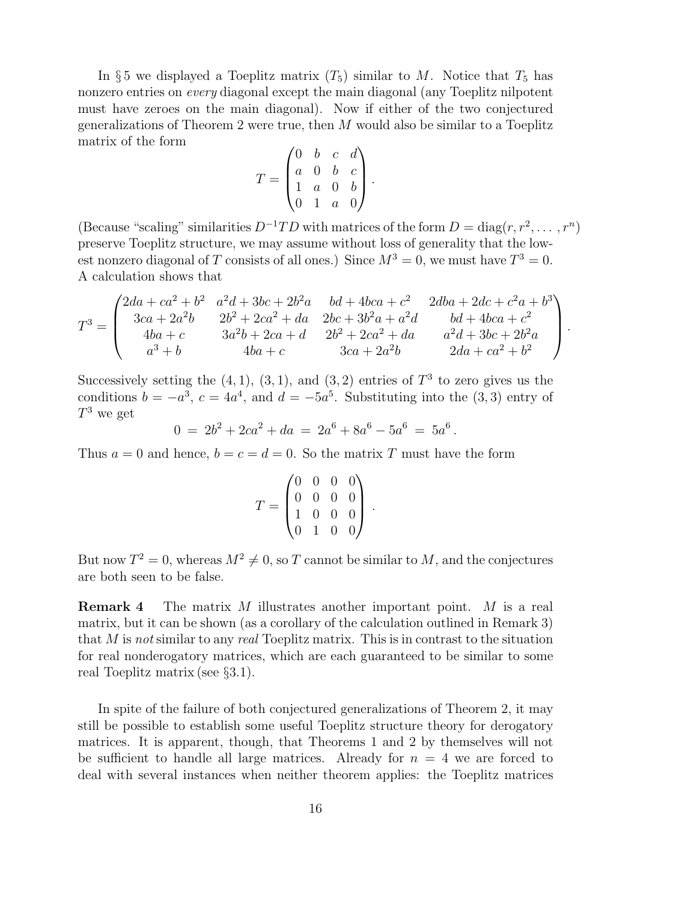In § 5 we displayed a Toeplitz matrix ($T_5$) similar to $M$. Notice that $T_5$ has nonzero entries on *every* diagonal except the main diagonal (any Toeplitz nilpotent must have zeroes on the main diagonal). Now if either of the two conjectured generalizations of Theorem 2 were true, then $M$ would also be similar to a Toeplitz matrix of the form

$$T = \begin{pmatrix} 0 & b & c & d \\ a & 0 & b & c \\ 1 & a & 0 & b \\ 0 & 1 & a & 0 \end{pmatrix}.$$

(Because "scaling" similarities $D^{-1}TD$ with matrices of the form $D = \mathrm{diag}(r, r^2, \ldots, r^n)$ preserve Toeplitz structure, we may assume without loss of generality that the lowest nonzero diagonal of $T$ consists of all ones.) Since $M^3 = 0$, we must have $T^3 = 0$. A calculation shows that

$$T^3 = \begin{pmatrix} 2da + ca^2 + b^2 & a^2d + 3bc + 2b^2a & bd + 4bca + c^2 & 2dba + 2dc + c^2a + b^3 \\ 3ca + 2a^2b & 2b^2 + 2ca^2 + da & 2bc + 3b^2a + a^2d & bd + 4bca + c^2 \\ 4ba + c & 3a^2b + 2ca + d & 2b^2 + 2ca^2 + da & a^2d + 3bc + 2b^2a \\ a^3 + b & 4ba + c & 3ca + 2a^2b & 2da + ca^2 + b^2 \end{pmatrix}.$$

Successively setting the $(4, 1)$, $(3, 1)$, and $(3, 2)$ entries of $T^3$ to zero gives us the conditions $b = -a^3$, $c = 4a^4$, and $d = -5a^5$. Substituting into the $(3, 3)$ entry of $T^3$ we get

$$0 \;=\; 2b^2 + 2ca^2 + da \;=\; 2a^6 + 8a^6 - 5a^6 \;=\; 5a^6\,.$$

Thus $a = 0$ and hence, $b = c = d = 0$. So the matrix $T$ must have the form

$$T = \begin{pmatrix} 0 & 0 & 0 & 0 \\ 0 & 0 & 0 & 0 \\ 1 & 0 & 0 & 0 \\ 0 & 1 & 0 & 0 \end{pmatrix}.$$

But now $T^2 = 0$, whereas $M^2 \neq 0$, so $T$ cannot be similar to $M$, and the conjectures are both seen to be false.

**Remark 4** The matrix $M$ illustrates another important point. $M$ is a real matrix, but it can be shown (as a corollary of the calculation outlined in Remark 3) that $M$ is *not* similar to any *real* Toeplitz matrix. This is in contrast to the situation for real nonderogatory matrices, which are each guaranteed to be similar to some real Toeplitz matrix (see §3.1).

In spite of the failure of both conjectured generalizations of Theorem 2, it may still be possible to establish some useful Toeplitz structure theory for derogatory matrices. It is apparent, though, that Theorems 1 and 2 by themselves will not be sufficient to handle all large matrices. Already for $n = 4$ we are forced to deal with several instances when neither theorem applies: the Toeplitz matrices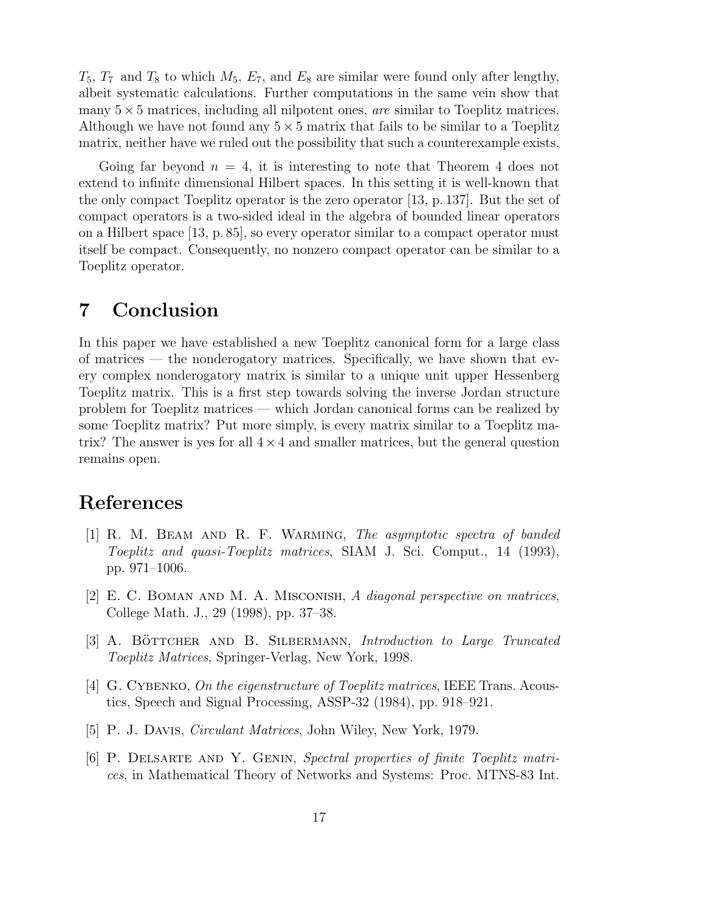$T_5$, $T_7$ and $T_8$ to which $M_5$, $E_7$, and $E_8$ are similar were found only after lengthy, albeit systematic calculations. Further computations in the same vein show that many $5 \times 5$ matrices, including all nilpotent ones, *are* similar to Toeplitz matrices. Although we have not found any $5 \times 5$ matrix that fails to be similar to a Toeplitz matrix, neither have we ruled out the possibility that such a counterexample exists.

Going far beyond $n = 4$, it is interesting to note that Theorem 4 does not extend to infinite dimensional Hilbert spaces. In this setting it is well-known that the only compact Toeplitz operator is the zero operator [13, p. 137]. But the set of compact operators is a two-sided ideal in the algebra of bounded linear operators on a Hilbert space [13, p. 85], so every operator similar to a compact operator must itself be compact. Consequently, no nonzero compact operator can be similar to a Toeplitz operator.

# 7 Conclusion

In this paper we have established a new Toeplitz canonical form for a large class of matrices — the nonderogatory matrices. Specifically, we have shown that every complex nonderogatory matrix is similar to a unique unit upper Hessenberg Toeplitz matrix. This is a first step towards solving the inverse Jordan structure problem for Toeplitz matrices — which Jordan canonical forms can be realized by some Toeplitz matrix? Put more simply, is every matrix similar to a Toeplitz matrix? The answer is yes for all $4 \times 4$ and smaller matrices, but the general question remains open.

# References

[1] R. M. Beam and R. F. Warming, *The asymptotic spectra of banded Toeplitz and quasi-Toeplitz matrices*, SIAM J. Sci. Comput., 14 (1993), pp. 971–1006.

[2] E. C. Boman and M. A. Misconish, *A diagonal perspective on matrices*, College Math. J., 29 (1998), pp. 37–38.

[3] A. Böttcher and B. Silbermann, *Introduction to Large Truncated Toeplitz Matrices*, Springer-Verlag, New York, 1998.

[4] G. Cybenko, *On the eigenstructure of Toeplitz matrices*, IEEE Trans. Acoustics, Speech and Signal Processing, ASSP-32 (1984), pp. 918–921.

[5] P. J. Davis, *Circulant Matrices*, John Wiley, New York, 1979.

[6] P. Delsarte and Y. Genin, *Spectral properties of finite Toeplitz matrices*, in Mathematical Theory of Networks and Systems: Proc. MTNS-83 Int.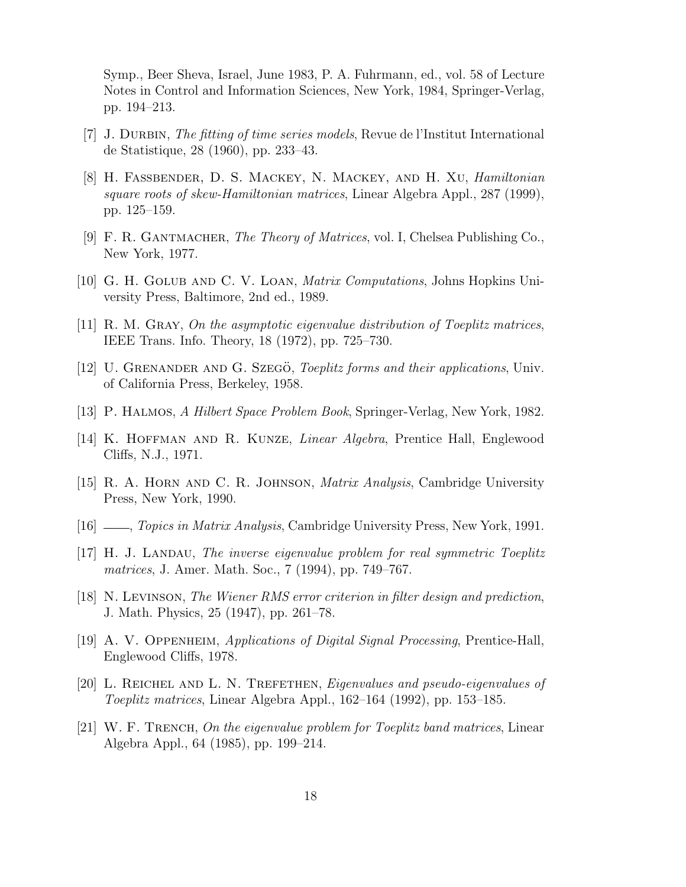Symp., Beer Sheva, Israel, June 1983, P. A. Fuhrmann, ed., vol. 58 of Lecture Notes in Control and Information Sciences, New York, 1984, Springer-Verlag, pp. 194–213.

[7] J. Durbin, *The fitting of time series models*, Revue de l'Institut International de Statistique, 28 (1960), pp. 233–43.

[8] H. Fassbender, D. S. Mackey, N. Mackey, and H. Xu, *Hamiltonian square roots of skew-Hamiltonian matrices*, Linear Algebra Appl., 287 (1999), pp. 125–159.

[9] F. R. Gantmacher, *The Theory of Matrices*, vol. I, Chelsea Publishing Co., New York, 1977.

[10] G. H. Golub and C. V. Loan, *Matrix Computations*, Johns Hopkins University Press, Baltimore, 2nd ed., 1989.

[11] R. M. Gray, *On the asymptotic eigenvalue distribution of Toeplitz matrices*, IEEE Trans. Info. Theory, 18 (1972), pp. 725–730.

[12] U. Grenander and G. Szegö, *Toeplitz forms and their applications*, Univ. of California Press, Berkeley, 1958.

[13] P. Halmos, *A Hilbert Space Problem Book*, Springer-Verlag, New York, 1982.

[14] K. Hoffman and R. Kunze, *Linear Algebra*, Prentice Hall, Englewood Cliffs, N.J., 1971.

[15] R. A. Horn and C. R. Johnson, *Matrix Analysis*, Cambridge University Press, New York, 1990.

[16] ——, *Topics in Matrix Analysis*, Cambridge University Press, New York, 1991.

[17] H. J. Landau, *The inverse eigenvalue problem for real symmetric Toeplitz matrices*, J. Amer. Math. Soc., 7 (1994), pp. 749–767.

[18] N. Levinson, *The Wiener RMS error criterion in filter design and prediction*, J. Math. Physics, 25 (1947), pp. 261–78.

[19] A. V. Oppenheim, *Applications of Digital Signal Processing*, Prentice-Hall, Englewood Cliffs, 1978.

[20] L. Reichel and L. N. Trefethen, *Eigenvalues and pseudo-eigenvalues of Toeplitz matrices*, Linear Algebra Appl., 162–164 (1992), pp. 153–185.

[21] W. F. Trench, *On the eigenvalue problem for Toeplitz band matrices*, Linear Algebra Appl., 64 (1985), pp. 199–214.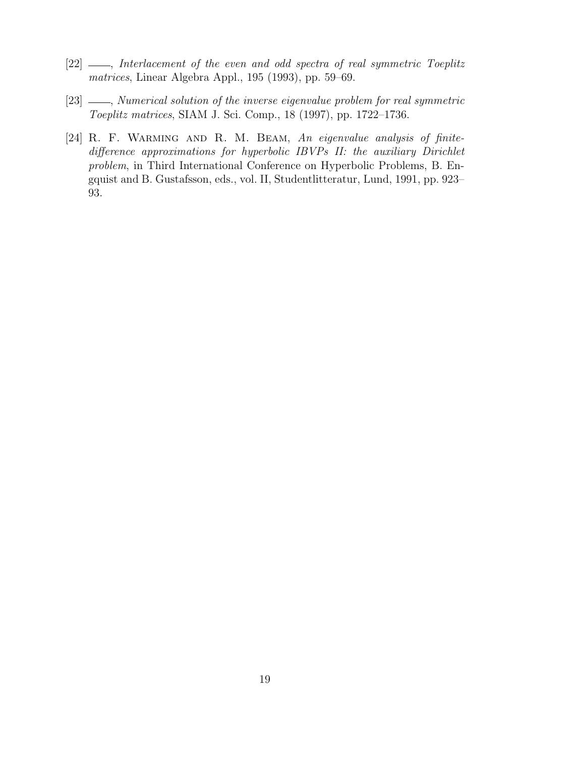[22] ——, *Interlacement of the even and odd spectra of real symmetric Toeplitz matrices*, Linear Algebra Appl., 195 (1993), pp. 59–69.

[23] ——, *Numerical solution of the inverse eigenvalue problem for real symmetric Toeplitz matrices*, SIAM J. Sci. Comp., 18 (1997), pp. 1722–1736.

[24] R. F. Warming and R. M. Beam, *An eigenvalue analysis of finite-difference approximations for hyperbolic IBVPs II: the auxiliary Dirichlet problem*, in Third International Conference on Hyperbolic Problems, B. Engquist and B. Gustafsson, eds., vol. II, Studentlitteratur, Lund, 1991, pp. 923–93.